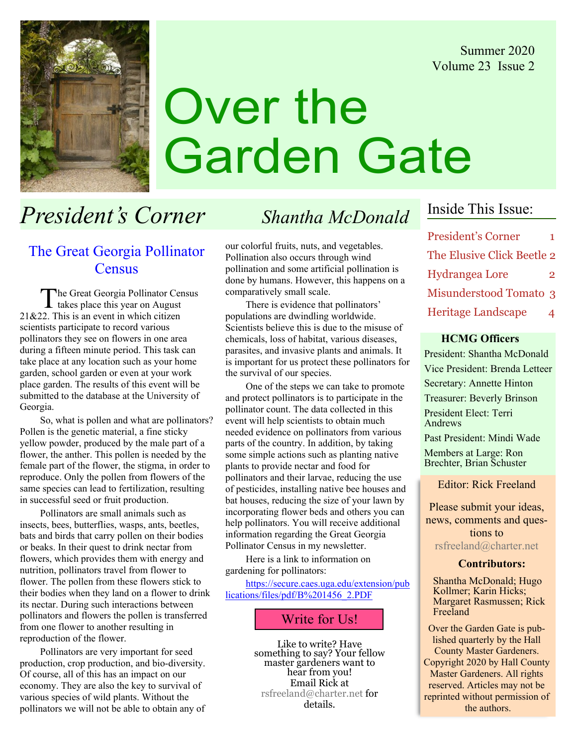Summer 2020
Volume 23 Issue 2

# Over the Garden Gate

## President's Corner

*Shantha McDonald*

### The Great Georgia Pollinator Census

The Great Georgia Pollinator Census takes place this year on August 21&22. This is an event in which citizen scientists participate to record various pollinators they see on flowers in one area during a fifteen minute period. This task can take place at any location such as your home garden, school garden or even at your work place garden. The results of this event will be submitted to the database at the University of Georgia.

So, what is pollen and what are pollinators? Pollen is the genetic material, a fine sticky yellow powder, produced by the male part of a flower, the anther. This pollen is needed by the female part of the flower, the stigma, in order to reproduce. Only the pollen from flowers of the same species can lead to fertilization, resulting in successful seed or fruit production.

Pollinators are small animals such as insects, bees, butterflies, wasps, ants, beetles, bats and birds that carry pollen on their bodies or beaks. In their quest to drink nectar from flowers, which provides them with energy and nutrition, pollinators travel from flower to flower. The pollen from these flowers stick to their bodies when they land on a flower to drink its nectar. During such interactions between pollinators and flowers the pollen is transferred from one flower to another resulting in reproduction of the flower.

Pollinators are very important for seed production, crop production, and bio-diversity. Of course, all of this has an impact on our economy. They are also the key to survival of various species of wild plants. Without the pollinators we will not be able to obtain any of our colorful fruits, nuts, and vegetables. Pollination also occurs through wind pollination and some artificial pollination is done by humans. However, this happens on a comparatively small scale.

There is evidence that pollinators' populations are dwindling worldwide. Scientists believe this is due to the misuse of chemicals, loss of habitat, various diseases, parasites, and invasive plants and animals. It is important for us protect these pollinators for the survival of our species.

One of the steps we can take to promote and protect pollinators is to participate in the pollinator count. The data collected in this event will help scientists to obtain much needed evidence on pollinators from various parts of the country. In addition, by taking some simple actions such as planting native plants to provide nectar and food for pollinators and their larvae, reducing the use of pesticides, installing native bee houses and bat houses, reducing the size of your lawn by incorporating flower beds and others you can help pollinators. You will receive additional information regarding the Great Georgia Pollinator Census in my newsletter.

Here is a link to information on gardening for pollinators:

https://secure.caes.uga.edu/extension/publications/files/pdf/B%201456_2.PDF

### Write for Us!

Like to write? Have something to say? Your fellow master gardeners want to hear from you! Email Rick at rsfreeland@charter.net for details.

---

## Inside This Issue:

| | |
|---|---|
| President's Corner | 1 |
| The Elusive Click Beetle | 2 |
| Hydrangea Lore | 2 |
| Misunderstood Tomato | 3 |
| Heritage Landscape | 4 |

### HCMG Officers

President: Shantha McDonald
Vice President: Brenda Letteer
Secretary: Annette Hinton
Treasurer: Beverly Brinson
President Elect: Terri Andrews
Past President: Mindi Wade
Members at Large: Ron Brechter, Brian Schuster

Editor: Rick Freeland

Please submit your ideas, news, comments and questions to rsfreeland@charter.net

**Contributors:**

Shantha McDonald; Hugo Kollmer; Karin Hicks; Margaret Rasmussen; Rick Freeland

Over the Garden Gate is published quarterly by the Hall County Master Gardeners. Copyright 2020 by Hall County Master Gardeners. All rights reserved. Articles may not be reprinted without permission of the authors.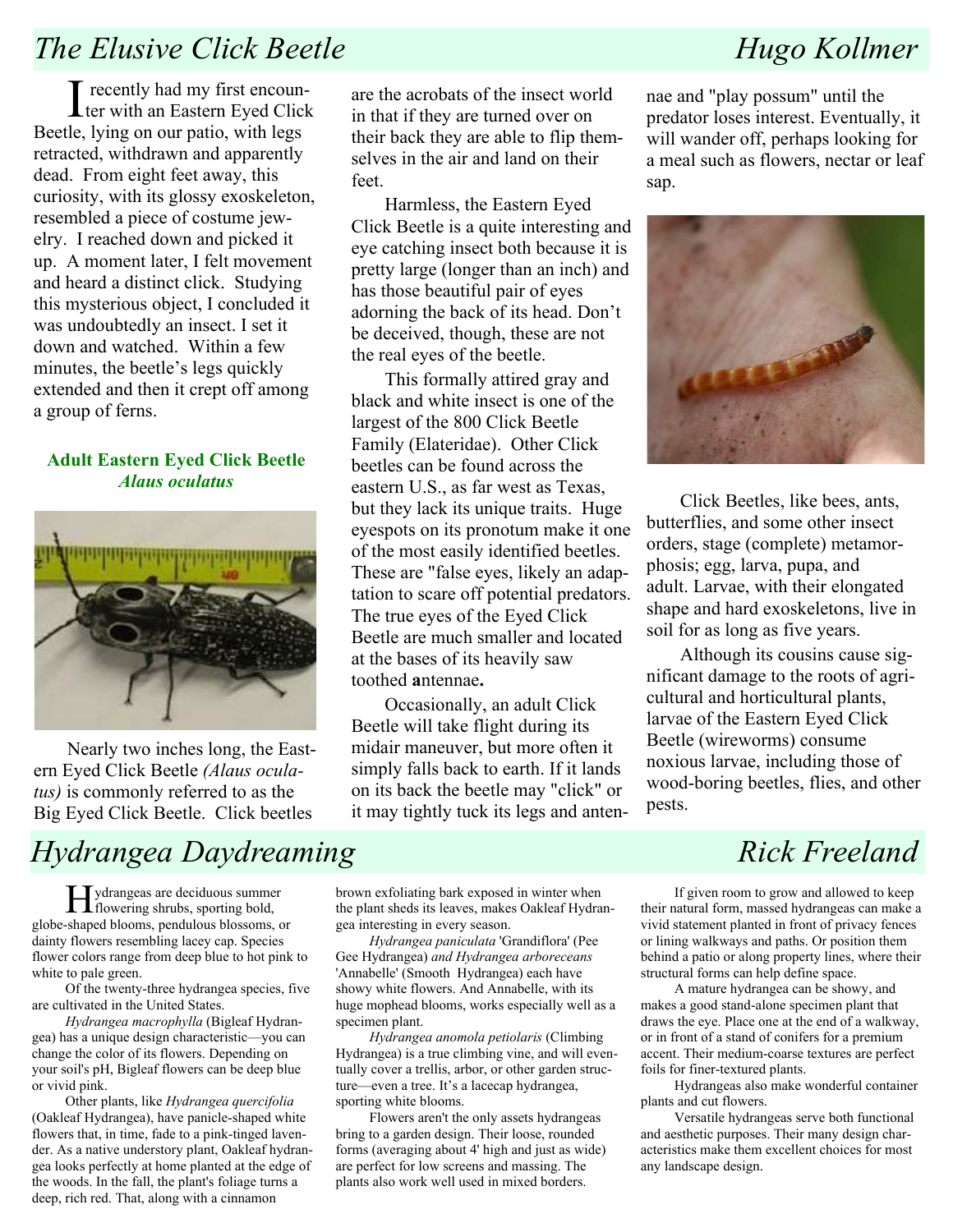# The Elusive Click Beetle

Hugo Kollmer

I recently had my first encounter with an Eastern Eyed Click Beetle, lying on our patio, with legs retracted, withdrawn and apparently dead. From eight feet away, this curiosity, with its glossy exoskeleton, resembled a piece of costume jewelry. I reached down and picked it up. A moment later, I felt movement and heard a distinct click. Studying this mysterious object, I concluded it was undoubtedly an insect. I set it down and watched. Within a few minutes, the beetle's legs quickly extended and then it crept off among a group of ferns.

**Adult Eastern Eyed Click Beetle**
***Alaus oculatus***

Nearly two inches long, the Eastern Eyed Click Beetle *(Alaus oculatus)* is commonly referred to as the Big Eyed Click Beetle. Click beetles are the acrobats of the insect world in that if they are turned over on their back they are able to flip themselves in the air and land on their feet.

Harmless, the Eastern Eyed Click Beetle is a quite interesting and eye catching insect both because it is pretty large (longer than an inch) and has those beautiful pair of eyes adorning the back of its head. Don't be deceived, though, these are not the real eyes of the beetle.

This formally attired gray and black and white insect is one of the largest of the 800 Click Beetle Family (Elateridae). Other Click beetles can be found across the eastern U.S., as far west as Texas, but they lack its unique traits. Huge eyespots on its pronotum make it one of the most easily identified beetles. These are "false eyes, likely an adaptation to scare off potential predators. The true eyes of the Eyed Click Beetle are much smaller and located at the bases of its heavily saw toothed **a**ntennae**.**

Occasionally, an adult Click Beetle will take flight during its midair maneuver, but more often it simply falls back to earth. If it lands on its back the beetle may "click" or it may tightly tuck its legs and antennae and "play possum" until the predator loses interest. Eventually, it will wander off, perhaps looking for a meal such as flowers, nectar or leaf sap.

Click Beetles, like bees, ants, butterflies, and some other insect orders, stage (complete) metamorphosis; egg, larva, pupa, and adult. Larvae, with their elongated shape and hard exoskeletons, live in soil for as long as five years.

Although its cousins cause significant damage to the roots of agricultural and horticultural plants, larvae of the Eastern Eyed Click Beetle (wireworms) consume noxious larvae, including those of wood-boring beetles, flies, and other pests.

# Hydrangea Daydreaming

Rick Freeland

Hydrangeas are deciduous summer flowering shrubs, sporting bold, globe-shaped blooms, pendulous blossoms, or dainty flowers resembling lacey cap. Species flower colors range from deep blue to hot pink to white to pale green.

Of the twenty-three hydrangea species, five are cultivated in the United States.

*Hydrangea macrophylla* (Bigleaf Hydrangea) has a unique design characteristic—you can change the color of its flowers. Depending on your soil's pH, Bigleaf flowers can be deep blue or vivid pink.

Other plants, like *Hydrangea quercifolia* (Oakleaf Hydrangea), have panicle-shaped white flowers that, in time, fade to a pink-tinged lavender. As a native understory plant, Oakleaf hydrangea looks perfectly at home planted at the edge of the woods. In the fall, the plant's foliage turns a deep, rich red. That, along with a cinnamon brown exfoliating bark exposed in winter when the plant sheds its leaves, makes Oakleaf Hydrangea interesting in every season.

*Hydrangea paniculata* 'Grandiflora' (Pee Gee Hydrangea) *and Hydrangea arboreceans* 'Annabelle' (Smooth Hydrangea) each have showy white flowers. And Annabelle, with its huge mophead blooms, works especially well as a specimen plant.

*Hydrangea anomola petiolaris* (Climbing Hydrangea) is a true climbing vine, and will eventually cover a trellis, arbor, or other garden structure—even a tree. It's a lacecap hydrangea, sporting white blooms.

Flowers aren't the only assets hydrangeas bring to a garden design. Their loose, rounded forms (averaging about 4' high and just as wide) are perfect for low screens and massing. The plants also work well used in mixed borders.

If given room to grow and allowed to keep their natural form, massed hydrangeas can make a vivid statement planted in front of privacy fences or lining walkways and paths. Or position them behind a patio or along property lines, where their structural forms can help define space.

A mature hydrangea can be showy, and makes a good stand-alone specimen plant that draws the eye. Place one at the end of a walkway, or in front of a stand of conifers for a premium accent. Their medium-coarse textures are perfect foils for finer-textured plants.

Hydrangeas also make wonderful container plants and cut flowers.

Versatile hydrangeas serve both functional and aesthetic purposes. Their many design characteristics make them excellent choices for most any landscape design.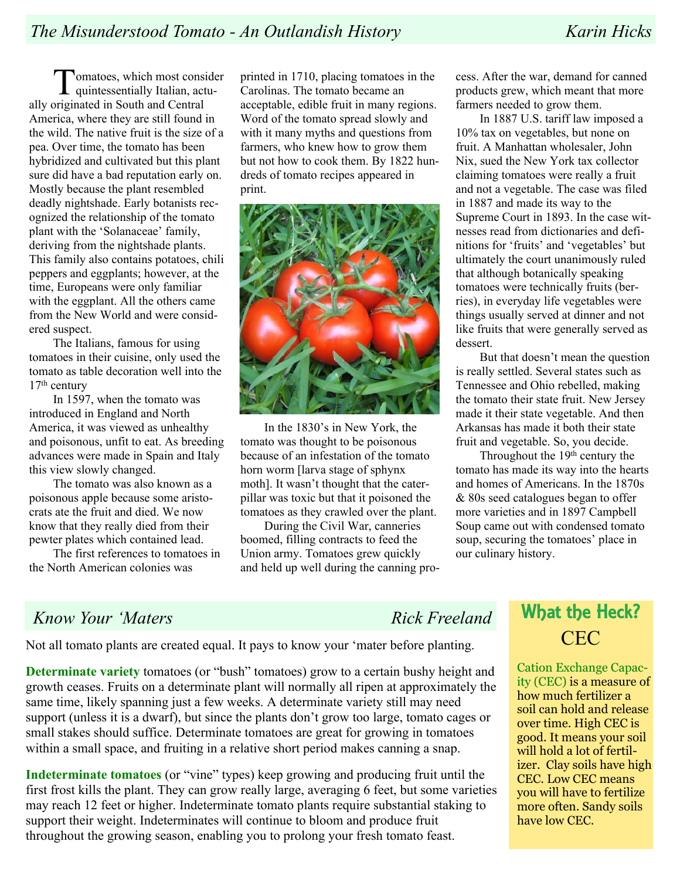## *The Misunderstood Tomato - An Outlandish History* — *Karin Hicks*

Tomatoes, which most consider quintessentially Italian, actually originated in South and Central America, where they are still found in the wild. The native fruit is the size of a pea. Over time, the tomato has been hybridized and cultivated but this plant sure did have a bad reputation early on. Mostly because the plant resembled deadly nightshade. Early botanists recognized the relationship of the tomato plant with the 'Solanaceae' family, deriving from the nightshade plants. This family also contains potatoes, chili peppers and eggplants; however, at the time, Europeans were only familiar with the eggplant. All the others came from the New World and were considered suspect.

The Italians, famous for using tomatoes in their cuisine, only used the tomato as table decoration well into the 17th century

In 1597, when the tomato was introduced in England and North America, it was viewed as unhealthy and poisonous, unfit to eat. As breeding advances were made in Spain and Italy this view slowly changed.

The tomato was also known as a poisonous apple because some aristocrats ate the fruit and died. We now know that they really died from their pewter plates which contained lead.

The first references to tomatoes in the North American colonies was printed in 1710, placing tomatoes in the Carolinas. The tomato became an acceptable, edible fruit in many regions. Word of the tomato spread slowly and with it many myths and questions from farmers, who knew how to grow them but not how to cook them. By 1822 hundreds of tomato recipes appeared in print.

In the 1830's in New York, the tomato was thought to be poisonous because of an infestation of the tomato horn worm [larva stage of sphynx moth]. It wasn't thought that the caterpillar was toxic but that it poisoned the tomatoes as they crawled over the plant.

During the Civil War, canneries boomed, filling contracts to feed the Union army. Tomatoes grew quickly and held up well during the canning process. After the war, demand for canned products grew, which meant that more farmers needed to grow them.

In 1887 U.S. tariff law imposed a 10% tax on vegetables, but none on fruit. A Manhattan wholesaler, John Nix, sued the New York tax collector claiming tomatoes were really a fruit and not a vegetable. The case was filed in 1887 and made its way to the Supreme Court in 1893. In the case witnesses read from dictionaries and definitions for 'fruits' and 'vegetables' but ultimately the court unanimously ruled that although botanically speaking tomatoes were technically fruits (berries), in everyday life vegetables were things usually served at dinner and not like fruits that were generally served as dessert.

But that doesn't mean the question is really settled. Several states such as Tennessee and Ohio rebelled, making the tomato their state fruit. New Jersey made it their state vegetable. And then Arkansas has made it both their state fruit and vegetable. So, you decide.

Throughout the 19th century the tomato has made its way into the hearts and homes of Americans. In the 1870s & 80s seed catalogues began to offer more varieties and in 1897 Campbell Soup came out with condensed tomato soup, securing the tomatoes' place in our culinary history.

## *Know Your 'Maters* — *Rick Freeland*

Not all tomato plants are created equal. It pays to know your 'mater before planting.

**Determinate variety** tomatoes (or "bush" tomatoes) grow to a certain bushy height and growth ceases. Fruits on a determinate plant will normally all ripen at approximately the same time, likely spanning just a few weeks. A determinate variety still may need support (unless it is a dwarf), but since the plants don't grow too large, tomato cages or small stakes should suffice. Determinate tomatoes are great for growing in tomatoes within a small space, and fruiting in a relative short period makes canning a snap.

**Indeterminate tomatoes** (or "vine" types) keep growing and producing fruit until the first frost kills the plant. They can grow really large, averaging 6 feet, but some varieties may reach 12 feet or higher. Indeterminate tomato plants require substantial staking to support their weight. Indeterminates will continue to bloom and produce fruit throughout the growing season, enabling you to prolong your fresh tomato feast.

## What the Heck?

### CEC

Cation Exchange Capacity (CEC) is a measure of how much fertilizer a soil can hold and release over time. High CEC is good. It means your soil will hold a lot of fertilizer. Clay soils have high CEC. Low CEC means you will have to fertilize more often. Sandy soils have low CEC.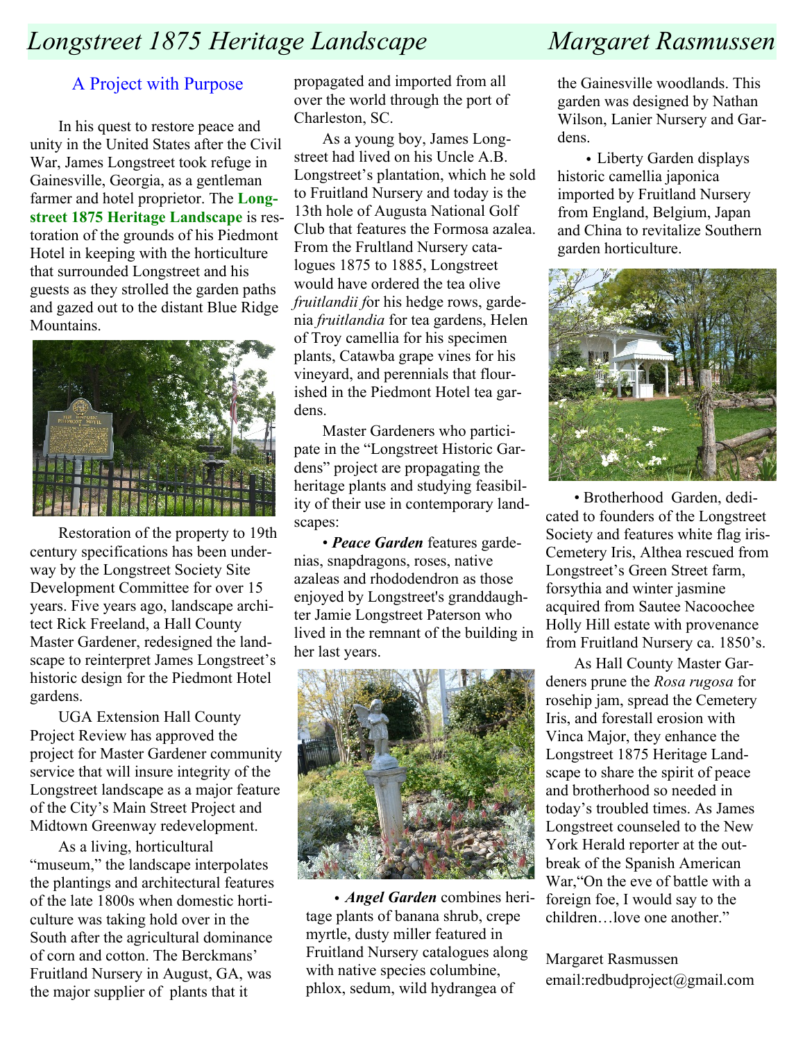# Longstreet 1875 Heritage Landscape — Margaret Rasmussen

## A Project with Purpose

In his quest to restore peace and unity in the United States after the Civil War, James Longstreet took refuge in Gainesville, Georgia, as a gentleman farmer and hotel proprietor. The **Longstreet 1875 Heritage Landscape** is restoration of the grounds of his Piedmont Hotel in keeping with the horticulture that surrounded Longstreet and his guests as they strolled the garden paths and gazed out to the distant Blue Ridge Mountains.

Restoration of the property to 19th century specifications has been underway by the Longstreet Society Site Development Committee for over 15 years. Five years ago, landscape architect Rick Freeland, a Hall County Master Gardener, redesigned the landscape to reinterpret James Longstreet's historic design for the Piedmont Hotel gardens.

UGA Extension Hall County Project Review has approved the project for Master Gardener community service that will insure integrity of the Longstreet landscape as a major feature of the City's Main Street Project and Midtown Greenway redevelopment.

As a living, horticultural "museum," the landscape interpolates the plantings and architectural features of the late 1800s when domestic horticulture was taking hold over in the South after the agricultural dominance of corn and cotton. The Berckmans' Fruitland Nursery in August, GA, was the major supplier of plants that it propagated and imported from all over the world through the port of Charleston, SC.

As a young boy, James Longstreet had lived on his Uncle A.B. Longstreet's plantation, which he sold to Fruitland Nursery and today is the 13th hole of Augusta National Golf Club that features the Formosa azalea. From the Frultland Nursery catalogues 1875 to 1885, Longstreet would have ordered the tea olive *fruitlandii f*or his hedge rows, gardenia *fruitlandia* for tea gardens, Helen of Troy camellia for his specimen plants, Catawba grape vines for his vineyard, and perennials that flourished in the Piedmont Hotel tea gardens.

Master Gardeners who participate in the "Longstreet Historic Gardens" project are propagating the heritage plants and studying feasibility of their use in contemporary landscapes:

- ***Peace Garden*** features gardenias, snapdragons, roses, native azaleas and rhododendron as those enjoyed by Longstreet's granddaughter Jamie Longstreet Paterson who lived in the remnant of the building in her last years.

- ***Angel Garden*** combines heritage plants of banana shrub, crepe myrtle, dusty miller featured in Fruitland Nursery catalogues along with native species columbine, phlox, sedum, wild hydrangea of the Gainesville woodlands. This garden was designed by Nathan Wilson, Lanier Nursery and Gardens.

- Liberty Garden displays historic camellia japonica imported by Fruitland Nursery from England, Belgium, Japan and China to revitalize Southern garden horticulture.

- Brotherhood Garden, dedicated to founders of the Longstreet Society and features white flag iris-Cemetery Iris, Althea rescued from Longstreet's Green Street farm, forsythia and winter jasmine acquired from Sautee Nacoochee Holly Hill estate with provenance from Fruitland Nursery ca. 1850's.

As Hall County Master Gardeners prune the *Rosa rugosa* for rosehip jam, spread the Cemetery Iris, and forestall erosion with Vinca Major, they enhance the Longstreet 1875 Heritage Landscape to share the spirit of peace and brotherhood so needed in today's troubled times. As James Longstreet counseled to the New York Herald reporter at the outbreak of the Spanish American War,"On the eve of battle with a foreign foe, I would say to the children…love one another."

Margaret Rasmussen
email:redbudproject@gmail.com